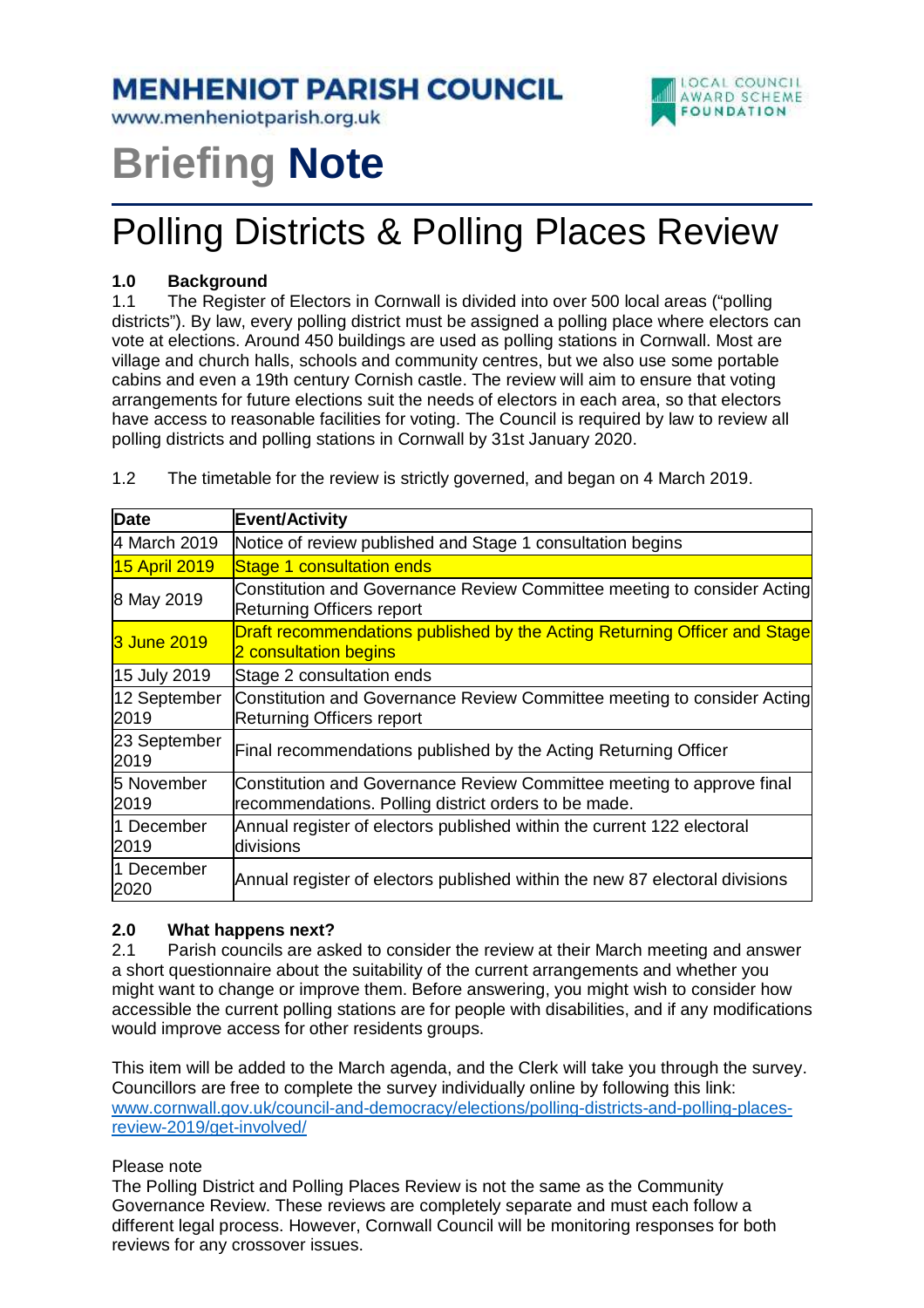# MENHENIOT PARISH COUNCIL

www.menheniotparish.org.uk

LOCAL COUNCIL AWARD SCHEME FOUNDATION

# Briefing Note

## Polling Districts & Polling Places Review

**1.0 Background**

1.1 The Register of Electors in Cornwall is divided into over 500 local areas ("polling districts"). By law, every polling district must be assigned a polling place where electors can vote at elections. Around 450 buildings are used as polling stations in Cornwall. Most are village and church halls, schools and community centres, but we also use some portable cabins and even a 19th century Cornish castle. The review will aim to ensure that voting arrangements for future elections suit the needs of electors in each area, so that electors have access to reasonable facilities for voting. The Council is required by law to review all polling districts and polling stations in Cornwall by 31st January 2020.

1.2 The timetable for the review is strictly governed, and began on 4 March 2019.

| Date | Event/Activity |
|---|---|
| 4 March 2019 | Notice of review published and Stage 1 consultation begins |
| 15 April 2019 | Stage 1 consultation ends |
| 8 May 2019 | Constitution and Governance Review Committee meeting to consider Acting Returning Officers report |
| 3 June 2019 | Draft recommendations published by the Acting Returning Officer and Stage 2 consultation begins |
| 15 July 2019 | Stage 2 consultation ends |
| 12 September 2019 | Constitution and Governance Review Committee meeting to consider Acting Returning Officers report |
| 23 September 2019 | Final recommendations published by the Acting Returning Officer |
| 5 November 2019 | Constitution and Governance Review Committee meeting to approve final recommendations. Polling district orders to be made. |
| 1 December 2019 | Annual register of electors published within the current 122 electoral divisions |
| 1 December 2020 | Annual register of electors published within the new 87 electoral divisions |

**2.0 What happens next?**

2.1 Parish councils are asked to consider the review at their March meeting and answer a short questionnaire about the suitability of the current arrangements and whether you might want to change or improve them. Before answering, you might wish to consider how accessible the current polling stations are for people with disabilities, and if any modifications would improve access for other residents groups.

This item will be added to the March agenda, and the Clerk will take you through the survey. Councillors are free to complete the survey individually online by following this link: [www.cornwall.gov.uk/council-and-democracy/elections/polling-districts-and-polling-places-review-2019/get-involved/](www.cornwall.gov.uk/council-and-democracy/elections/polling-districts-and-polling-places-review-2019/get-involved/)

Please note

The Polling District and Polling Places Review is not the same as the Community Governance Review. These reviews are completely separate and must each follow a different legal process. However, Cornwall Council will be monitoring responses for both reviews for any crossover issues.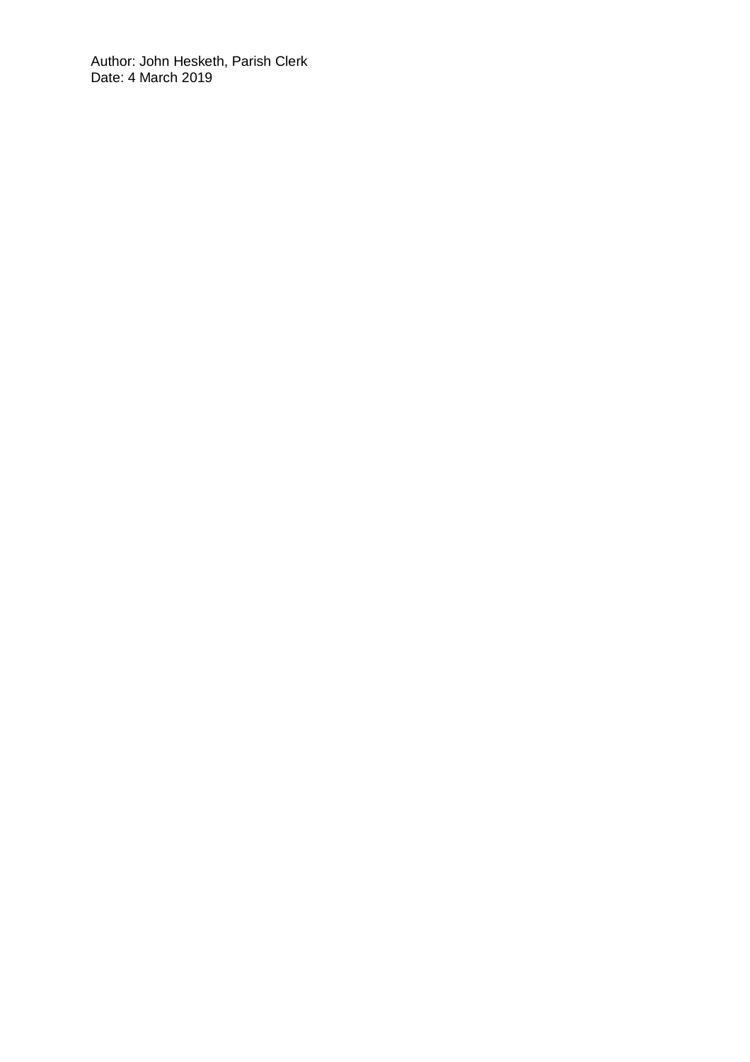Author: John Hesketh, Parish Clerk
Date: 4 March 2019